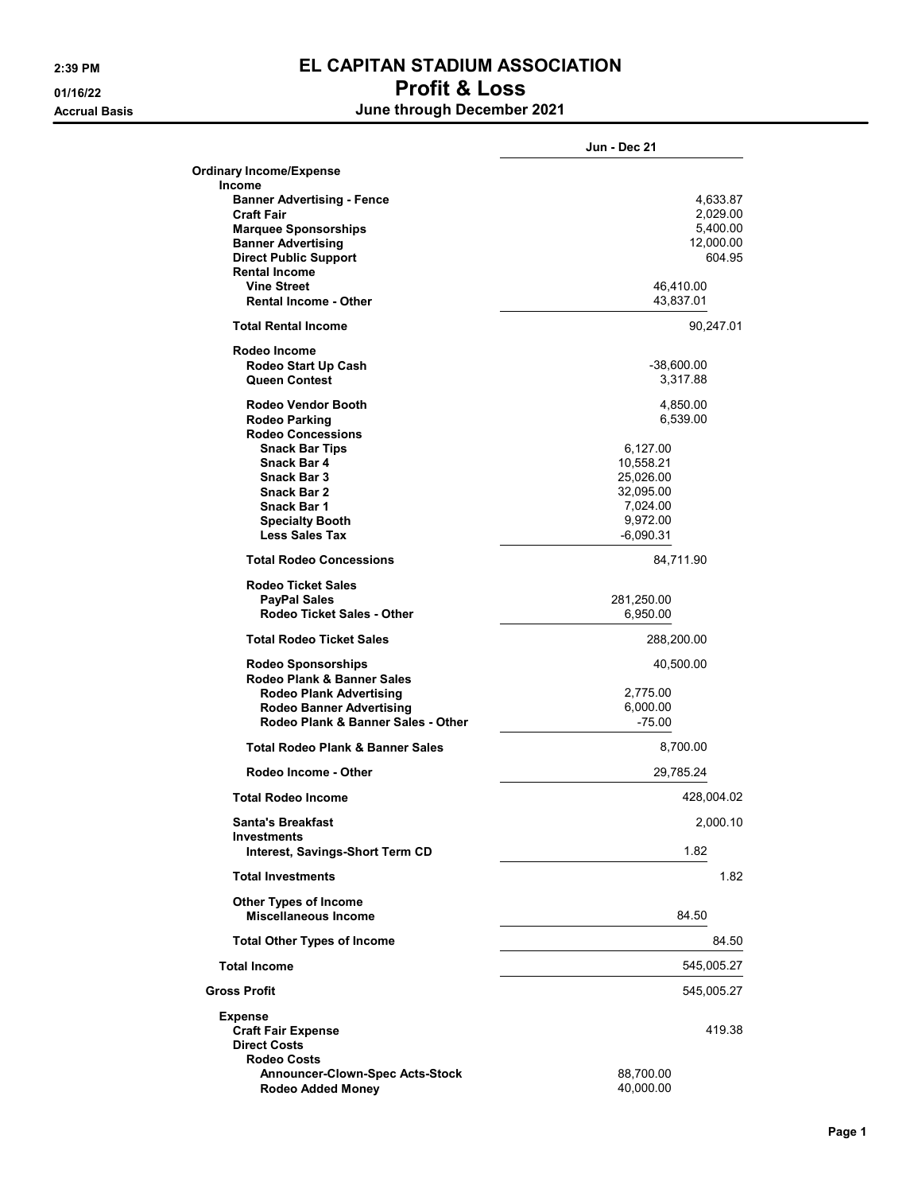# EL CAPITAN STADIUM ASSOCIATION

## Profit & Loss

### June through December 2021

2:39 PM
01/16/22
Accrual Basis

| | Jun - Dec 21 | |
|---|---|---|
| **Ordinary Income/Expense** | | |
| **Income** | | |
| **Banner Advertising - Fence** | | 4,633.87 |
| **Craft Fair** | | 2,029.00 |
| **Marquee Sponsorships** | | 5,400.00 |
| **Banner Advertising** | | 12,000.00 |
| **Direct Public Support** | | 604.95 |
| **Rental Income** | | |
| **Vine Street** | 46,410.00 | |
| **Rental Income - Other** | 43,837.01 | |
| **Total Rental Income** | | 90,247.01 |
| **Rodeo Income** | | |
| **Rodeo Start Up Cash** | -38,600.00 | |
| **Queen Contest** | 3,317.88 | |
| **Rodeo Vendor Booth** | 4,850.00 | |
| **Rodeo Parking** | 6,539.00 | |
| **Rodeo Concessions** | | |
| **Snack Bar Tips** | 6,127.00 | |
| **Snack Bar 4** | 10,558.21 | |
| **Snack Bar 3** | 25,026.00 | |
| **Snack Bar 2** | 32,095.00 | |
| **Snack Bar 1** | 7,024.00 | |
| **Specialty Booth** | 9,972.00 | |
| **Less Sales Tax** | -6,090.31 | |
| **Total Rodeo Concessions** | 84,711.90 | |
| **Rodeo Ticket Sales** | | |
| **PayPal Sales** | 281,250.00 | |
| **Rodeo Ticket Sales - Other** | 6,950.00 | |
| **Total Rodeo Ticket Sales** | 288,200.00 | |
| **Rodeo Sponsorships** | 40,500.00 | |
| **Rodeo Plank & Banner Sales** | | |
| **Rodeo Plank Advertising** | 2,775.00 | |
| **Rodeo Banner Advertising** | 6,000.00 | |
| **Rodeo Plank & Banner Sales - Other** | -75.00 | |
| **Total Rodeo Plank & Banner Sales** | 8,700.00 | |
| **Rodeo Income - Other** | 29,785.24 | |
| **Total Rodeo Income** | | 428,004.02 |
| **Santa's Breakfast** | | 2,000.10 |
| **Investments** | | |
| **Interest, Savings-Short Term CD** | 1.82 | |
| **Total Investments** | | 1.82 |
| **Other Types of Income** | | |
| **Miscellaneous Income** | 84.50 | |
| **Total Other Types of Income** | | 84.50 |
| **Total Income** | | 545,005.27 |
| **Gross Profit** | | 545,005.27 |
| **Expense** | | |
| **Craft Fair Expense** | | 419.38 |
| **Direct Costs** | | |
| **Rodeo Costs** | | |
| **Announcer-Clown-Spec Acts-Stock** | 88,700.00 | |
| **Rodeo Added Money** | 40,000.00 | |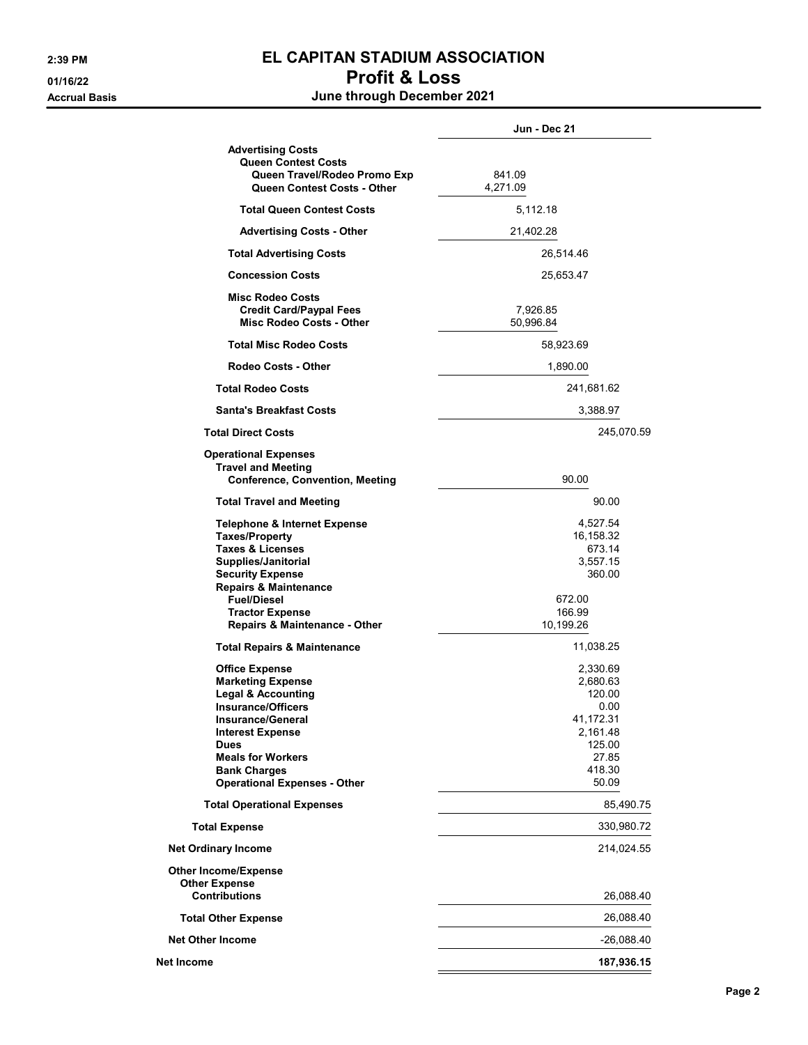# EL CAPITAN STADIUM ASSOCIATION

## Profit & Loss

### June through December 2021

2:39 PM
01/16/22
Accrual Basis

| | Jun - Dec 21 |
|---|---|
| **Advertising Costs** | |
| **Queen Contest Costs** | |
| **Queen Travel/Rodeo Promo Exp** | 841.09 |
| **Queen Contest Costs - Other** | 4,271.09 |
| **Total Queen Contest Costs** | 5,112.18 |
| **Advertising Costs - Other** | 21,402.28 |
| **Total Advertising Costs** | 26,514.46 |
| **Concession Costs** | 25,653.47 |
| **Misc Rodeo Costs** | |
| **Credit Card/Paypal Fees** | 7,926.85 |
| **Misc Rodeo Costs - Other** | 50,996.84 |
| **Total Misc Rodeo Costs** | 58,923.69 |
| **Rodeo Costs - Other** | 1,890.00 |
| **Total Rodeo Costs** | 241,681.62 |
| **Santa's Breakfast Costs** | 3,388.97 |
| **Total Direct Costs** | 245,070.59 |
| **Operational Expenses** | |
| **Travel and Meeting** | |
| **Conference, Convention, Meeting** | 90.00 |
| **Total Travel and Meeting** | 90.00 |
| **Telephone & Internet Expense** | 4,527.54 |
| **Taxes/Property** | 16,158.32 |
| **Taxes & Licenses** | 673.14 |
| **Supplies/Janitorial** | 3,557.15 |
| **Security Expense** | 360.00 |
| **Repairs & Maintenance** | |
| **Fuel/Diesel** | 672.00 |
| **Tractor Expense** | 166.99 |
| **Repairs & Maintenance - Other** | 10,199.26 |
| **Total Repairs & Maintenance** | 11,038.25 |
| **Office Expense** | 2,330.69 |
| **Marketing Expense** | 2,680.63 |
| **Legal & Accounting** | 120.00 |
| **Insurance/Officers** | 0.00 |
| **Insurance/General** | 41,172.31 |
| **Interest Expense** | 2,161.48 |
| **Dues** | 125.00 |
| **Meals for Workers** | 27.85 |
| **Bank Charges** | 418.30 |
| **Operational Expenses - Other** | 50.09 |
| **Total Operational Expenses** | 85,490.75 |
| **Total Expense** | 330,980.72 |
| **Net Ordinary Income** | 214,024.55 |
| **Other Income/Expense** | |
| **Other Expense** | |
| **Contributions** | 26,088.40 |
| **Total Other Expense** | 26,088.40 |
| **Net Other Income** | -26,088.40 |
| **Net Income** | **187,936.15** |